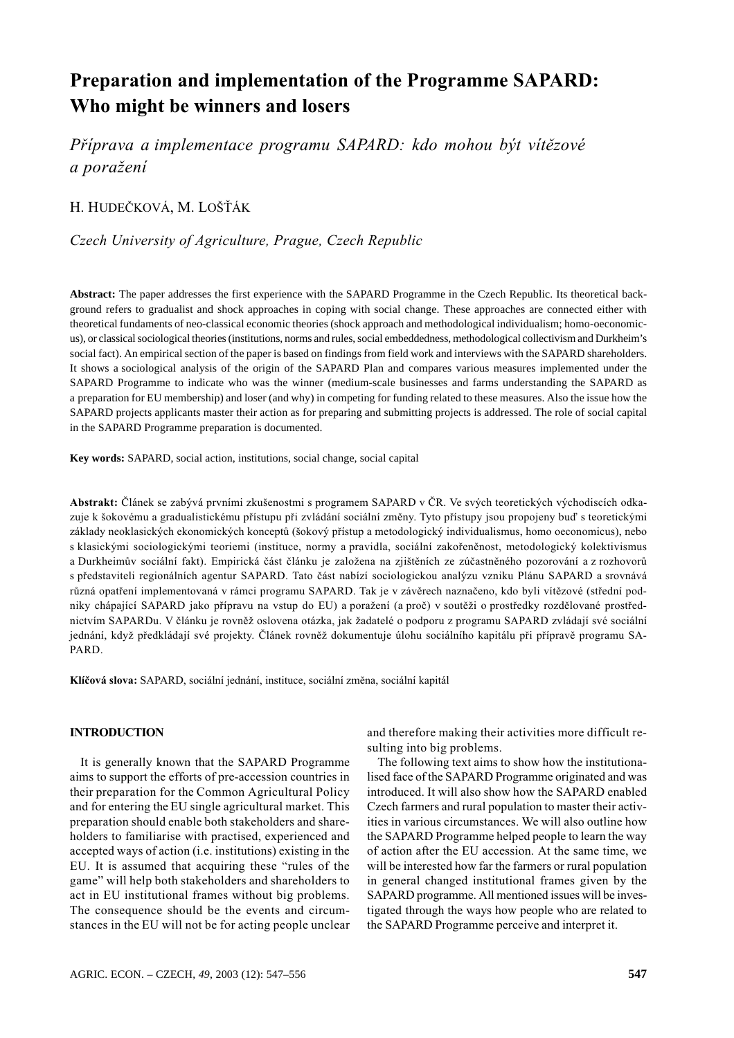# Preparation and implementation of the Programme SAPARD: Who might be winners and losers

*Příprava a implementace programu SAPARD: kdo mohou být vítězové a poražení*

H. Hudečková, M. Lošťák

*Czech University of Agriculture, Prague, Czech Republic*

**Abstract:** The paper addresses the first experience with the SAPARD Programme in the Czech Republic. Its theoretical background refers to gradualist and shock approaches in coping with social change. These approaches are connected either with theoretical fundaments of neo-classical economic theories (shock approach and methodological individualism; homo-oeconomicus), or classical sociological theories (institutions, norms and rules, social embeddedness, methodological collectivism and Durkheim's social fact). An empirical section of the paper is based on findings from field work and interviews with the SAPARD shareholders. It shows a sociological analysis of the origin of the SAPARD Plan and compares various measures implemented under the SAPARD Programme to indicate who was the winner (medium-scale businesses and farms understanding the SAPARD as a preparation for EU membership) and loser (and why) in competing for funding related to these measures. Also the issue how the SAPARD projects applicants master their action as for preparing and submitting projects is addressed. The role of social capital in the SAPARD Programme preparation is documented.

**Key words:** SAPARD, social action, institutions, social change, social capital

**Abstrakt:** Článek se zabývá prvními zkušenostmi s programem SAPARD v ČR. Ve svých teoretických východiscích odkazuje k šokovému a gradualistickému přístupu při zvládání sociální změny. Tyto přístupy jsou propojeny buď s teoretickými základy neoklasických ekonomických konceptů (šokový přístup a metodologický individualismus, homo oeconomicus), nebo s klasickými sociologickými teoriemi (instituce, normy a pravidla, sociální zakořeněnost, metodologický kolektivismus a Durkheimův sociální fakt). Empirická část článku je založena na zjištěních ze zúčastněného pozorování a z rozhovorů s představiteli regionálních agentur SAPARD. Tato část nabízí sociologickou analýzu vzniku Plánu SAPARD a srovnává různá opatření implementovaná v rámci programu SAPARD. Tak je v závěrech naznačeno, kdo byli vítězové (střední podniky chápající SAPARD jako přípravu na vstup do EU) a poražení (a proč) v soutěži o prostředky rozdělované prostřednictvím SAPARDu. V článku je rovněž oslovena otázka, jak žadatelé o podporu z programu SAPARD zvládají své sociální jednání, když předkládají své projekty. Článek rovněž dokumentuje úlohu sociálního kapitálu při přípravě programu SAPARD.

**Klíčová slova:** SAPARD, sociální jednání, instituce, sociální změna, sociální kapitál

## INTRODUCTION

It is generally known that the SAPARD Programme aims to support the efforts of pre-accession countries in their preparation for the Common Agricultural Policy and for entering the EU single agricultural market. This preparation should enable both stakeholders and shareholders to familiarise with practised, experienced and accepted ways of action (i.e. institutions) existing in the EU. It is assumed that acquiring these "rules of the game" will help both stakeholders and shareholders to act in EU institutional frames without big problems. The consequence should be the events and circumstances in the EU will not be for acting people unclear and therefore making their activities more difficult resulting into big problems.

The following text aims to show how the institutionalised face of the SAPARD Programme originated and was introduced. It will also show how the SAPARD enabled Czech farmers and rural population to master their activities in various circumstances. We will also outline how the SAPARD Programme helped people to learn the way of action after the EU accession. At the same time, we will be interested how far the farmers or rural population in general changed institutional frames given by the SAPARD programme. All mentioned issues will be investigated through the ways how people who are related to the SAPARD Programme perceive and interpret it.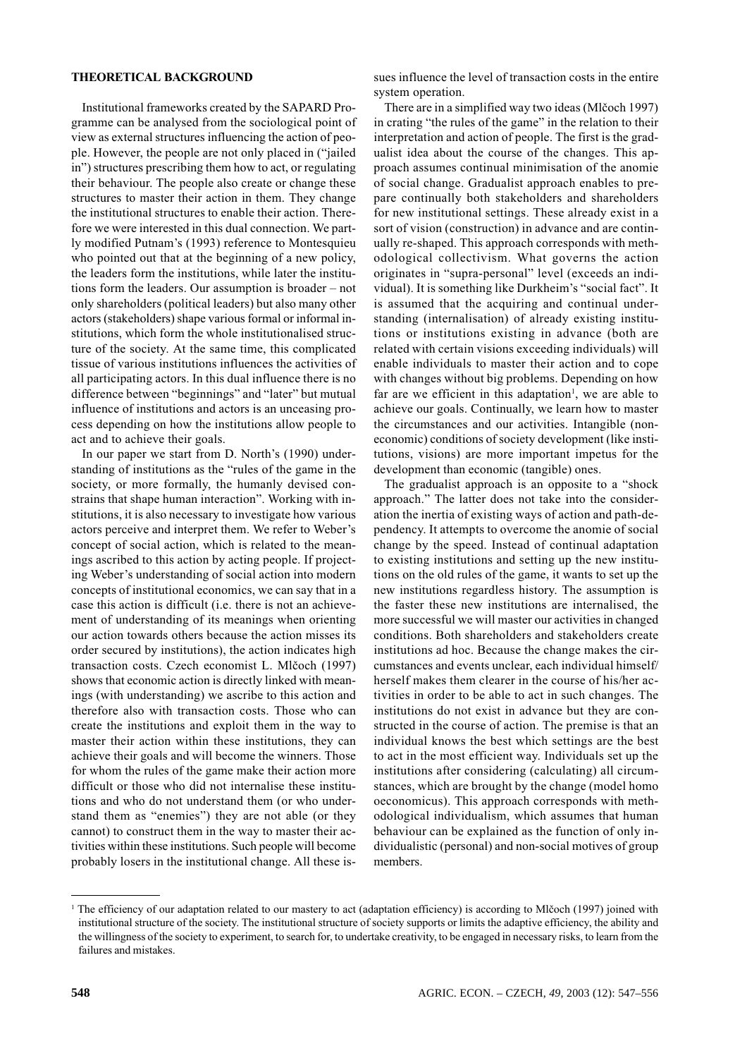## THEORETICAL BACKGROUND

Institutional frameworks created by the SAPARD Programme can be analysed from the sociological point of view as external structures influencing the action of people. However, the people are not only placed in ("jailed in") structures prescribing them how to act, or regulating their behaviour. The people also create or change these structures to master their action in them. They change the institutional structures to enable their action. Therefore we were interested in this dual connection. We partly modified Putnam's (1993) reference to Montesquieu who pointed out that at the beginning of a new policy, the leaders form the institutions, while later the institutions form the leaders. Our assumption is broader – not only shareholders (political leaders) but also many other actors (stakeholders) shape various formal or informal institutions, which form the whole institutionalised structure of the society. At the same time, this complicated tissue of various institutions influences the activities of all participating actors. In this dual influence there is no difference between "beginnings" and "later" but mutual influence of institutions and actors is an unceasing process depending on how the institutions allow people to act and to achieve their goals.

In our paper we start from D. North's (1990) understanding of institutions as the "rules of the game in the society, or more formally, the humanly devised constrains that shape human interaction". Working with institutions, it is also necessary to investigate how various actors perceive and interpret them. We refer to Weber's concept of social action, which is related to the meanings ascribed to this action by acting people. If projecting Weber's understanding of social action into modern concepts of institutional economics, we can say that in a case this action is difficult (i.e. there is not an achievement of understanding of its meanings when orienting our action towards others because the action misses its order secured by institutions), the action indicates high transaction costs. Czech economist L. Mlčoch (1997) shows that economic action is directly linked with meanings (with understanding) we ascribe to this action and therefore also with transaction costs. Those who can create the institutions and exploit them in the way to master their action within these institutions, they can achieve their goals and will become the winners. Those for whom the rules of the game make their action more difficult or those who did not internalise these institutions and who do not understand them (or who understand them as "enemies") they are not able (or they cannot) to construct them in the way to master their activities within these institutions. Such people will become probably losers in the institutional change. All these issues influence the level of transaction costs in the entire system operation.

There are in a simplified way two ideas (Mlčoch 1997) in crating "the rules of the game" in the relation to their interpretation and action of people. The first is the gradualist idea about the course of the changes. This approach assumes continual minimisation of the anomie of social change. Gradualist approach enables to prepare continually both stakeholders and shareholders for new institutional settings. These already exist in a sort of vision (construction) in advance and are continually re-shaped. This approach corresponds with methodological collectivism. What governs the action originates in "supra-personal" level (exceeds an individual). It is something like Durkheim's "social fact". It is assumed that the acquiring and continual understanding (internalisation) of already existing institutions or institutions existing in advance (both are related with certain visions exceeding individuals) will enable individuals to master their action and to cope with changes without big problems. Depending on how far are we efficient in this adaptation[1], we are able to achieve our goals. Continually, we learn how to master the circumstances and our activities. Intangible (non-economic) conditions of society development (like institutions, visions) are more important impetus for the development than economic (tangible) ones.

The gradualist approach is an opposite to a "shock approach." The latter does not take into the consideration the inertia of existing ways of action and path-dependency. It attempts to overcome the anomie of social change by the speed. Instead of continual adaptation to existing institutions and setting up the new institutions on the old rules of the game, it wants to set up the new institutions regardless history. The assumption is the faster these new institutions are internalised, the more successful we will master our activities in changed conditions. Both shareholders and stakeholders create institutions ad hoc. Because the change makes the circumstances and events unclear, each individual himself/herself makes them clearer in the course of his/her activities in order to be able to act in such changes. The institutions do not exist in advance but they are constructed in the course of action. The premise is that an individual knows the best which settings are the best to act in the most efficient way. Individuals set up the institutions after considering (calculating) all circumstances, which are brought by the change (model homo oeconomicus). This approach corresponds with methodological individualism, which assumes that human behaviour can be explained as the function of only individualistic (personal) and non-social motives of group members.

---

[1] The efficiency of our adaptation related to our mastery to act (adaptation efficiency) is according to Mlčoch (1997) joined with institutional structure of the society. The institutional structure of society supports or limits the adaptive efficiency, the ability and the willingness of the society to experiment, to search for, to undertake creativity, to be engaged in necessary risks, to learn from the failures and mistakes.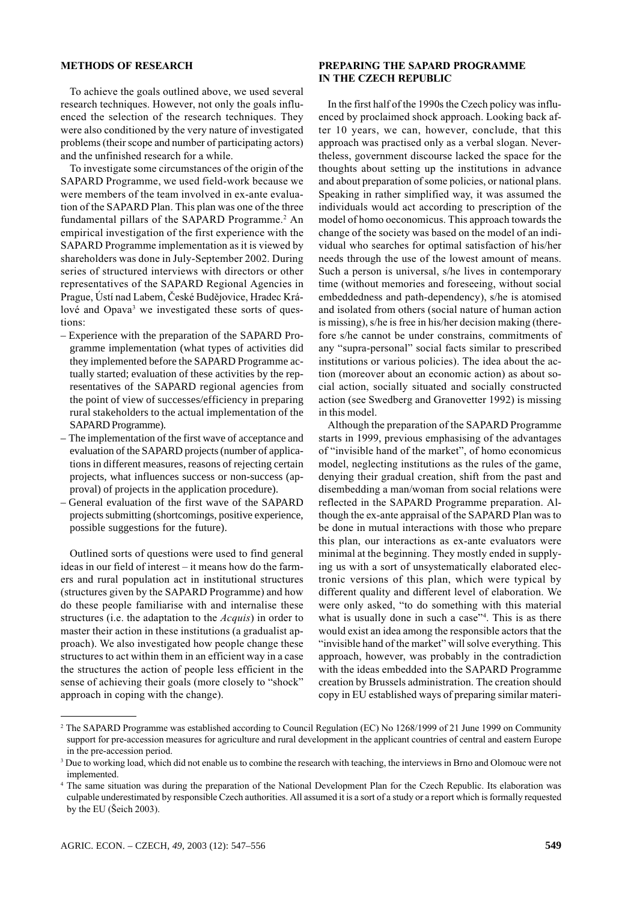## METHODS OF RESEARCH

To achieve the goals outlined above, we used several research techniques. However, not only the goals influenced the selection of the research techniques. They were also conditioned by the very nature of investigated problems (their scope and number of participating actors) and the unfinished research for a while.

To investigate some circumstances of the origin of the SAPARD Programme, we used field-work because we were members of the team involved in ex-ante evaluation of the SAPARD Plan. This plan was one of the three fundamental pillars of the SAPARD Programme.[2] An empirical investigation of the first experience with the SAPARD Programme implementation as it is viewed by shareholders was done in July-September 2002. During series of structured interviews with directors or other representatives of the SAPARD Regional Agencies in Prague, Ústí nad Labem, České Budějovice, Hradec Králové and Opava[3] we investigated these sorts of questions:

- Experience with the preparation of the SAPARD Programme implementation (what types of activities did they implemented before the SAPARD Programme actually started; evaluation of these activities by the representatives of the SAPARD regional agencies from the point of view of successes/efficiency in preparing rural stakeholders to the actual implementation of the SAPARD Programme).
- The implementation of the first wave of acceptance and evaluation of the SAPARD projects (number of applications in different measures, reasons of rejecting certain projects, what influences success or non-success (approval) of projects in the application procedure).
- General evaluation of the first wave of the SAPARD projects submitting (shortcomings, positive experience, possible suggestions for the future).

Outlined sorts of questions were used to find general ideas in our field of interest – it means how do the farmers and rural population act in institutional structures (structures given by the SAPARD Programme) and how do these people familiarise with and internalise these structures (i.e. the adaptation to the *Acquis*) in order to master their action in these institutions (a gradualist approach). We also investigated how people change these structures to act within them in an efficient way in a case the structures the action of people less efficient in the sense of achieving their goals (more closely to "shock" approach in coping with the change).

## PREPARING THE SAPARD PROGRAMME IN THE CZECH REPUBLIC

In the first half of the 1990s the Czech policy was influenced by proclaimed shock approach. Looking back after 10 years, we can, however, conclude, that this approach was practised only as a verbal slogan. Nevertheless, government discourse lacked the space for the thoughts about setting up the institutions in advance and about preparation of some policies, or national plans. Speaking in rather simplified way, it was assumed the individuals would act according to prescription of the model of homo oeconomicus. This approach towards the change of the society was based on the model of an individual who searches for optimal satisfaction of his/her needs through the use of the lowest amount of means. Such a person is universal, s/he lives in contemporary time (without memories and foreseeing, without social embeddedness and path-dependency), s/he is atomised and isolated from others (social nature of human action is missing), s/he is free in his/her decision making (therefore s/he cannot be under constrains, commitments of any "supra-personal" social facts similar to prescribed institutions or various policies). The idea about the action (moreover about an economic action) as about social action, socially situated and socially constructed action (see Swedberg and Granovetter 1992) is missing in this model.

Although the preparation of the SAPARD Programme starts in 1999, previous emphasising of the advantages of "invisible hand of the market", of homo economicus model, neglecting institutions as the rules of the game, denying their gradual creation, shift from the past and disembedding a man/woman from social relations were reflected in the SAPARD Programme preparation. Although the ex-ante appraisal of the SAPARD Plan was to be done in mutual interactions with those who prepare this plan, our interactions as ex-ante evaluators were minimal at the beginning. They mostly ended in supplying us with a sort of unsystematically elaborated electronic versions of this plan, which were typical by different quality and different level of elaboration. We were only asked, "to do something with this material what is usually done in such a case"[4]. This is as there would exist an idea among the responsible actors that the "invisible hand of the market" will solve everything. This approach, however, was probably in the contradiction with the ideas embedded into the SAPARD Programme creation by Brussels administration. The creation should copy in EU established ways of preparing similar materi-

---

[2] The SAPARD Programme was established according to Council Regulation (EC) No 1268/1999 of 21 June 1999 on Community support for pre-accession measures for agriculture and rural development in the applicant countries of central and eastern Europe in the pre-accession period.

[3] Due to working load, which did not enable us to combine the research with teaching, the interviews in Brno and Olomouc were not implemented.

[4] The same situation was during the preparation of the National Development Plan for the Czech Republic. Its elaboration was culpable underestimated by responsible Czech authorities. All assumed it is a sort of a study or a report which is formally requested by the EU (Šeich 2003).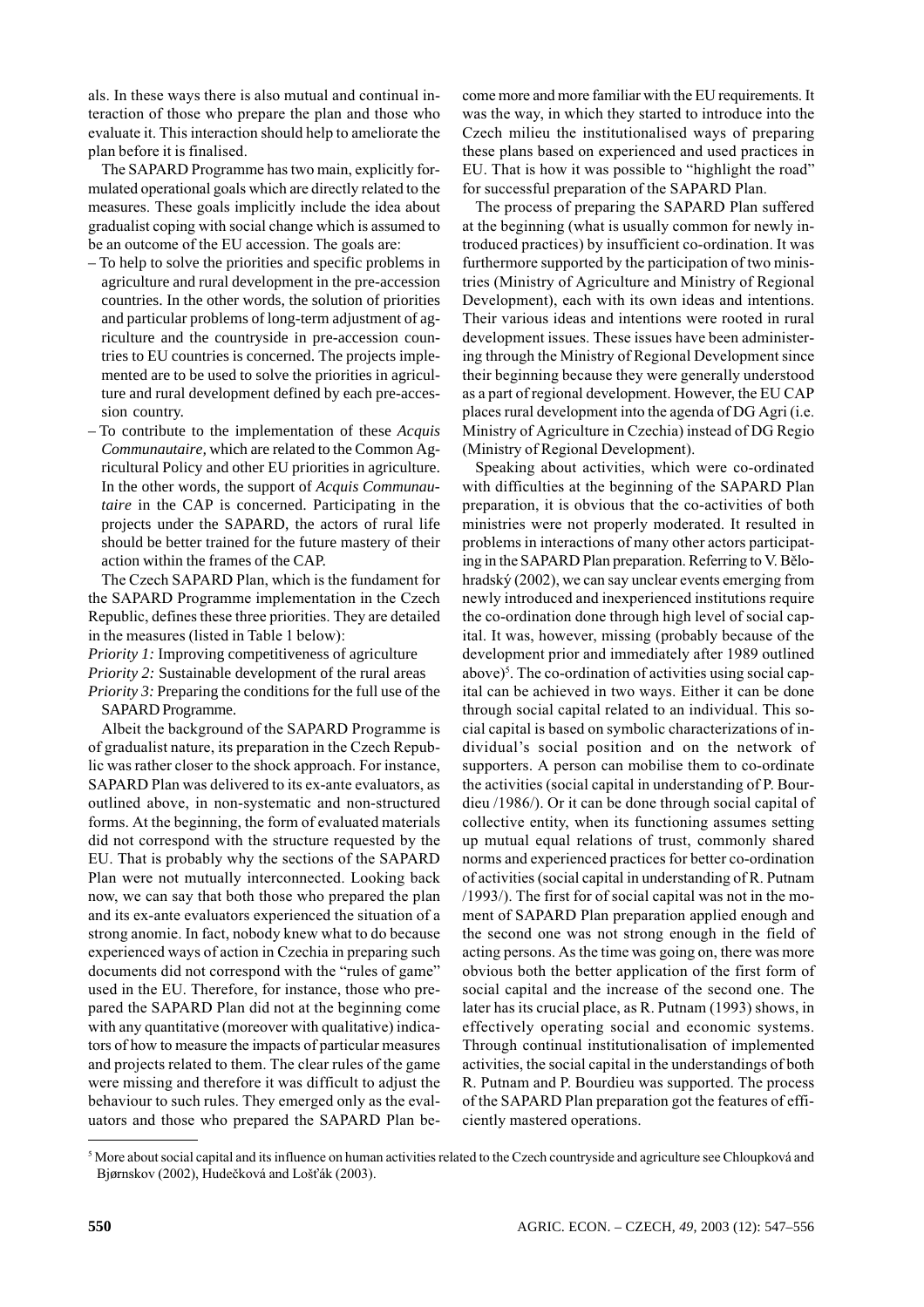als. In these ways there is also mutual and continual interaction of those who prepare the plan and those who evaluate it. This interaction should help to ameliorate the plan before it is finalised.

The SAPARD Programme has two main, explicitly formulated operational goals which are directly related to the measures. These goals implicitly include the idea about gradualist coping with social change which is assumed to be an outcome of the EU accession. The goals are:

– To help to solve the priorities and specific problems in agriculture and rural development in the pre-accession countries. In the other words, the solution of priorities and particular problems of long-term adjustment of agriculture and the countryside in pre-accession countries to EU countries is concerned. The projects implemented are to be used to solve the priorities in agriculture and rural development defined by each pre-accession country.
– To contribute to the implementation of these *Acquis Communautaire,* which are related to the Common Agricultural Policy and other EU priorities in agriculture. In the other words, the support of *Acquis Communautaire* in the CAP is concerned. Participating in the projects under the SAPARD, the actors of rural life should be better trained for the future mastery of their action within the frames of the CAP.

The Czech SAPARD Plan, which is the fundament for the SAPARD Programme implementation in the Czech Republic, defines these three priorities. They are detailed in the measures (listed in Table 1 below):

*Priority 1:* Improving competitiveness of agriculture
*Priority 2:* Sustainable development of the rural areas
*Priority 3:* Preparing the conditions for the full use of the SAPARD Programme.

Albeit the background of the SAPARD Programme is of gradualist nature, its preparation in the Czech Republic was rather closer to the shock approach. For instance, SAPARD Plan was delivered to its ex-ante evaluators, as outlined above, in non-systematic and non-structured forms. At the beginning, the form of evaluated materials did not correspond with the structure requested by the EU. That is probably why the sections of the SAPARD Plan were not mutually interconnected. Looking back now, we can say that both those who prepared the plan and its ex-ante evaluators experienced the situation of a strong anomie. In fact, nobody knew what to do because experienced ways of action in Czechia in preparing such documents did not correspond with the "rules of game" used in the EU. Therefore, for instance, those who prepared the SAPARD Plan did not at the beginning come with any quantitative (moreover with qualitative) indicators of how to measure the impacts of particular measures and projects related to them. The clear rules of the game were missing and therefore it was difficult to adjust the behaviour to such rules. They emerged only as the evaluators and those who prepared the SAPARD Plan become more and more familiar with the EU requirements. It was the way, in which they started to introduce into the Czech milieu the institutionalised ways of preparing these plans based on experienced and used practices in EU. That is how it was possible to "highlight the road" for successful preparation of the SAPARD Plan.

The process of preparing the SAPARD Plan suffered at the beginning (what is usually common for newly introduced practices) by insufficient co-ordination. It was furthermore supported by the participation of two ministries (Ministry of Agriculture and Ministry of Regional Development), each with its own ideas and intentions. Their various ideas and intentions were rooted in rural development issues. These issues have been administering through the Ministry of Regional Development since their beginning because they were generally understood as a part of regional development. However, the EU CAP places rural development into the agenda of DG Agri (i.e. Ministry of Agriculture in Czechia) instead of DG Regio (Ministry of Regional Development).

Speaking about activities, which were co-ordinated with difficulties at the beginning of the SAPARD Plan preparation, it is obvious that the co-activities of both ministries were not properly moderated. It resulted in problems in interactions of many other actors participating in the SAPARD Plan preparation. Referring to V. Bělohradský (2002), we can say unclear events emerging from newly introduced and inexperienced institutions require the co-ordination done through high level of social capital. It was, however, missing (probably because of the development prior and immediately after 1989 outlined above)[5]. The co-ordination of activities using social capital can be achieved in two ways. Either it can be done through social capital related to an individual. This social capital is based on symbolic characterizations of individual's social position and on the network of supporters. A person can mobilise them to co-ordinate the activities (social capital in understanding of P. Bourdieu /1986/). Or it can be done through social capital of collective entity, when its functioning assumes setting up mutual equal relations of trust, commonly shared norms and experienced practices for better co-ordination of activities (social capital in understanding of R. Putnam /1993/). The first for of social capital was not in the moment of SAPARD Plan preparation applied enough and the second one was not strong enough in the field of acting persons. As the time was going on, there was more obvious both the better application of the first form of social capital and the increase of the second one. The later has its crucial place, as R. Putnam (1993) shows, in effectively operating social and economic systems. Through continual institutionalisation of implemented activities, the social capital in the understandings of both R. Putnam and P. Bourdieu was supported. The process of the SAPARD Plan preparation got the features of efficiently mastered operations.

[5] More about social capital and its influence on human activities related to the Czech countryside and agriculture see Chloupková and Bjørnskov (2002), Hudečková and Lošťák (2003).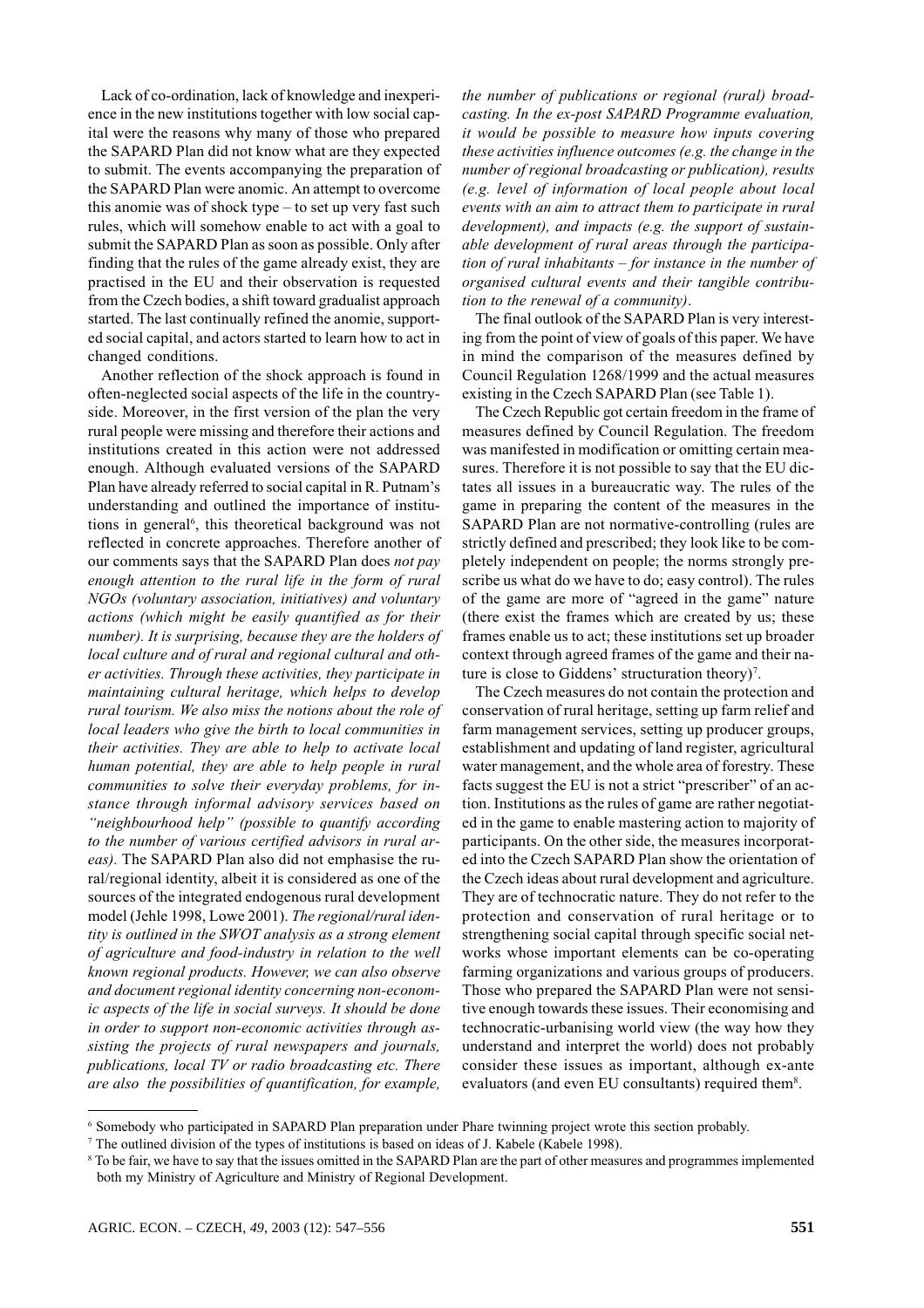Lack of co-ordination, lack of knowledge and inexperience in the new institutions together with low social capital were the reasons why many of those who prepared the SAPARD Plan did not know what are they expected to submit. The events accompanying the preparation of the SAPARD Plan were anomic. An attempt to overcome this anomie was of shock type – to set up very fast such rules, which will somehow enable to act with a goal to submit the SAPARD Plan as soon as possible. Only after finding that the rules of the game already exist, they are practised in the EU and their observation is requested from the Czech bodies, a shift toward gradualist approach started. The last continually refined the anomie, supported social capital, and actors started to learn how to act in changed conditions.

Another reflection of the shock approach is found in often-neglected social aspects of the life in the countryside. Moreover, in the first version of the plan the very rural people were missing and therefore their actions and institutions created in this action were not addressed enough. Although evaluated versions of the SAPARD Plan have already referred to social capital in R. Putnam's understanding and outlined the importance of institutions in general[6], this theoretical background was not reflected in concrete approaches. Therefore another of our comments says that the SAPARD Plan does *not pay enough attention to the rural life in the form of rural NGOs (voluntary association, initiatives) and voluntary actions (which might be easily quantified as for their number). It is surprising, because they are the holders of local culture and of rural and regional cultural and other activities. Through these activities, they participate in maintaining cultural heritage, which helps to develop rural tourism. We also miss the notions about the role of local leaders who give the birth to local communities in their activities. They are able to help to activate local human potential, they are able to help people in rural communities to solve their everyday problems, for instance through informal advisory services based on "neighbourhood help" (possible to quantify according to the number of various certified advisors in rural areas).* The SAPARD Plan also did not emphasise the rural/regional identity, albeit it is considered as one of the sources of the integrated endogenous rural development model (Jehle 1998, Lowe 2001). *The regional/rural identity is outlined in the SWOT analysis as a strong element of agriculture and food-industry in relation to the well known regional products. However, we can also observe and document regional identity concerning non-economic aspects of the life in social surveys. It should be done in order to support non-economic activities through assisting the projects of rural newspapers and journals, publications, local TV or radio broadcasting etc. There are also the possibilities of quantification, for example, the number of publications or regional (rural) broadcasting. In the ex-post SAPARD Programme evaluation, it would be possible to measure how inputs covering these activities influence outcomes (e.g. the change in the number of regional broadcasting or publication), results (e.g. level of information of local people about local events with an aim to attract them to participate in rural development), and impacts (e.g. the support of sustainable development of rural areas through the participation of rural inhabitants – for instance in the number of organised cultural events and their tangible contribution to the renewal of a community).*

The final outlook of the SAPARD Plan is very interesting from the point of view of goals of this paper. We have in mind the comparison of the measures defined by Council Regulation 1268/1999 and the actual measures existing in the Czech SAPARD Plan (see Table 1).

The Czech Republic got certain freedom in the frame of measures defined by Council Regulation. The freedom was manifested in modification or omitting certain measures. Therefore it is not possible to say that the EU dictates all issues in a bureaucratic way. The rules of the game in preparing the content of the measures in the SAPARD Plan are not normative-controlling (rules are strictly defined and prescribed; they look like to be completely independent on people; the norms strongly prescribe us what do we have to do; easy control). The rules of the game are more of "agreed in the game" nature (there exist the frames which are created by us; these frames enable us to act; these institutions set up broader context through agreed frames of the game and their nature is close to Giddens' structuration theory)[7].

The Czech measures do not contain the protection and conservation of rural heritage, setting up farm relief and farm management services, setting up producer groups, establishment and updating of land register, agricultural water management, and the whole area of forestry. These facts suggest the EU is not a strict "prescriber" of an action. Institutions as the rules of game are rather negotiated in the game to enable mastering action to majority of participants. On the other side, the measures incorporated into the Czech SAPARD Plan show the orientation of the Czech ideas about rural development and agriculture. They are of technocratic nature. They do not refer to the protection and conservation of rural heritage or to strengthening social capital through specific social networks whose important elements can be co-operating farming organizations and various groups of producers. Those who prepared the SAPARD Plan were not sensitive enough towards these issues. Their economising and technocratic-urbanising world view (the way how they understand and interpret the world) does not probably consider these issues as important, although ex-ante evaluators (and even EU consultants) required them[8].

---

[6] Somebody who participated in SAPARD Plan preparation under Phare twinning project wrote this section probably.

[7] The outlined division of the types of institutions is based on ideas of J. Kabele (Kabele 1998).

[8] To be fair, we have to say that the issues omitted in the SAPARD Plan are the part of other measures and programmes implemented both my Ministry of Agriculture and Ministry of Regional Development.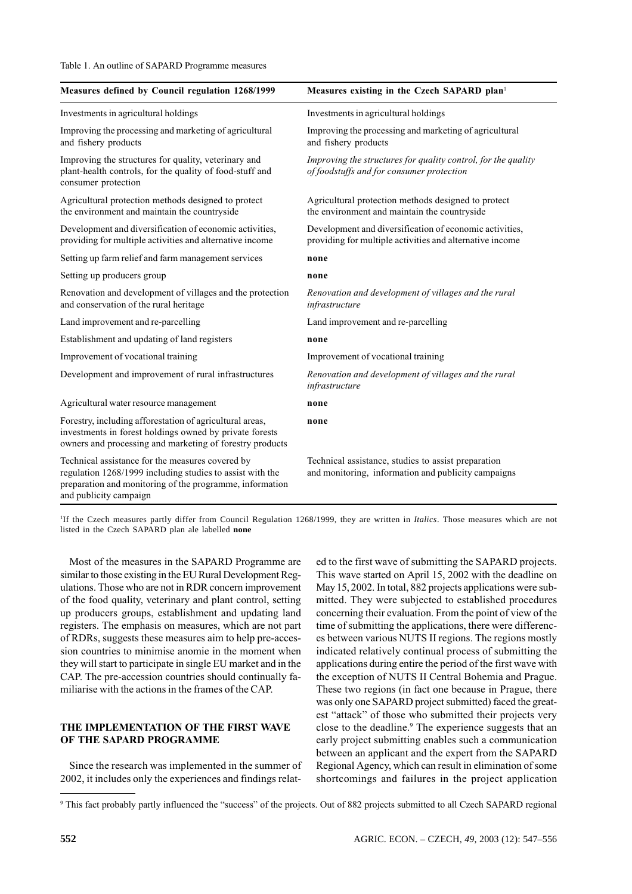Table 1. An outline of SAPARD Programme measures

| Measures defined by Council regulation 1268/1999 | Measures existing in the Czech SAPARD plan[1] |
|---|---|
| Investments in agricultural holdings | Investments in agricultural holdings |
| Improving the processing and marketing of agricultural and fishery products | Improving the processing and marketing of agricultural and fishery products |
| Improving the structures for quality, veterinary and plant-health controls, for the quality of food-stuff and consumer protection | *Improving the structures for quality control, for the quality of foodstuffs and for consumer protection* |
| Agricultural protection methods designed to protect the environment and maintain the countryside | Agricultural protection methods designed to protect the environment and maintain the countryside |
| Development and diversification of economic activities, providing for multiple activities and alternative income | Development and diversification of economic activities, providing for multiple activities and alternative income |
| Setting up farm relief and farm management services | **none** |
| Setting up producers group | **none** |
| Renovation and development of villages and the protection and conservation of the rural heritage | *Renovation and development of villages and the rural infrastructure* |
| Land improvement and re-parcelling | Land improvement and re-parcelling |
| Establishment and updating of land registers | **none** |
| Improvement of vocational training | Improvement of vocational training |
| Development and improvement of rural infrastructures | *Renovation and development of villages and the rural infrastructure* |
| Agricultural water resource management | **none** |
| Forestry, including afforestation of agricultural areas, investments in forest holdings owned by private forests owners and processing and marketing of forestry products | **none** |
| Technical assistance for the measures covered by regulation 1268/1999 including studies to assist with the preparation and monitoring of the programme, information and publicity campaign | Technical assistance, studies to assist preparation and monitoring, information and publicity campaigns |

[1]If the Czech measures partly differ from Council Regulation 1268/1999, they are written in *Italics*. Those measures which are not listed in the Czech SAPARD plan ale labelled **none**

Most of the measures in the SAPARD Programme are similar to those existing in the EU Rural Development Regulations. Those who are not in RDR concern improvement of the food quality, veterinary and plant control, setting up producers groups, establishment and updating land registers. The emphasis on measures, which are not part of RDRs, suggests these measures aim to help pre-accession countries to minimise anomie in the moment when they will start to participate in single EU market and in the CAP. The pre-accession countries should continually familiarise with the actions in the frames of the CAP.

## THE IMPLEMENTATION OF THE FIRST WAVE OF THE SAPARD PROGRAMME

Since the research was implemented in the summer of 2002, it includes only the experiences and findings related to the first wave of submitting the SAPARD projects. This wave started on April 15, 2002 with the deadline on May 15, 2002. In total, 882 projects applications were submitted. They were subjected to established procedures concerning their evaluation. From the point of view of the time of submitting the applications, there were differences between various NUTS II regions. The regions mostly indicated relatively continual process of submitting the applications during entire the period of the first wave with the exception of NUTS II Central Bohemia and Prague. These two regions (in fact one because in Prague, there was only one SAPARD project submitted) faced the greatest "attack" of those who submitted their projects very close to the deadline.[9] The experience suggests that an early project submitting enables such a communication between an applicant and the expert from the SAPARD Regional Agency, which can result in elimination of some shortcomings and failures in the project application

[9] This fact probably partly influenced the "success" of the projects. Out of 882 projects submitted to all Czech SAPARD regional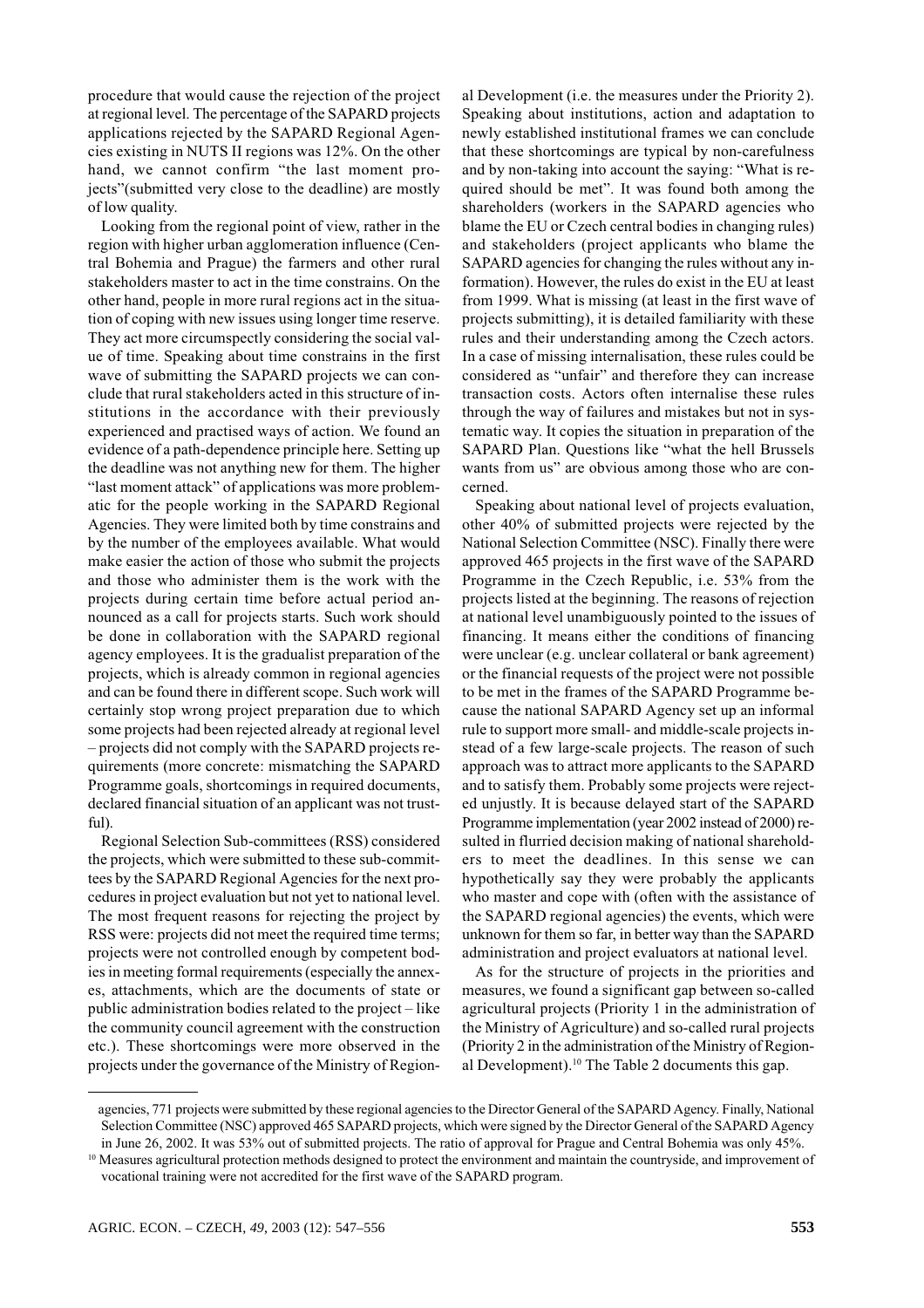procedure that would cause the rejection of the project at regional level. The percentage of the SAPARD projects applications rejected by the SAPARD Regional Agencies existing in NUTS II regions was 12%. On the other hand, we cannot confirm "the last moment projects"(submitted very close to the deadline) are mostly of low quality.

Looking from the regional point of view, rather in the region with higher urban agglomeration influence (Central Bohemia and Prague) the farmers and other rural stakeholders master to act in the time constrains. On the other hand, people in more rural regions act in the situation of coping with new issues using longer time reserve. They act more circumspectly considering the social value of time. Speaking about time constrains in the first wave of submitting the SAPARD projects we can conclude that rural stakeholders acted in this structure of institutions in the accordance with their previously experienced and practised ways of action. We found an evidence of a path-dependence principle here. Setting up the deadline was not anything new for them. The higher "last moment attack" of applications was more problematic for the people working in the SAPARD Regional Agencies. They were limited both by time constrains and by the number of the employees available. What would make easier the action of those who submit the projects and those who administer them is the work with the projects during certain time before actual period announced as a call for projects starts. Such work should be done in collaboration with the SAPARD regional agency employees. It is the gradualist preparation of the projects, which is already common in regional agencies and can be found there in different scope. Such work will certainly stop wrong project preparation due to which some projects had been rejected already at regional level – projects did not comply with the SAPARD projects requirements (more concrete: mismatching the SAPARD Programme goals, shortcomings in required documents, declared financial situation of an applicant was not trustful).

Regional Selection Sub-committees (RSS) considered the projects, which were submitted to these sub-committees by the SAPARD Regional Agencies for the next procedures in project evaluation but not yet to national level. The most frequent reasons for rejecting the project by RSS were: projects did not meet the required time terms; projects were not controlled enough by competent bodies in meeting formal requirements (especially the annexes, attachments, which are the documents of state or public administration bodies related to the project – like the community council agreement with the construction etc.). These shortcomings were more observed in the projects under the governance of the Ministry of Regional Development (i.e. the measures under the Priority 2). Speaking about institutions, action and adaptation to newly established institutional frames we can conclude that these shortcomings are typical by non-carefulness and by non-taking into account the saying: "What is required should be met". It was found both among the shareholders (workers in the SAPARD agencies who blame the EU or Czech central bodies in changing rules) and stakeholders (project applicants who blame the SAPARD agencies for changing the rules without any information). However, the rules do exist in the EU at least from 1999. What is missing (at least in the first wave of projects submitting), it is detailed familiarity with these rules and their understanding among the Czech actors. In a case of missing internalisation, these rules could be considered as "unfair" and therefore they can increase transaction costs. Actors often internalise these rules through the way of failures and mistakes but not in systematic way. It copies the situation in preparation of the SAPARD Plan. Questions like "what the hell Brussels wants from us" are obvious among those who are concerned.

Speaking about national level of projects evaluation, other 40% of submitted projects were rejected by the National Selection Committee (NSC). Finally there were approved 465 projects in the first wave of the SAPARD Programme in the Czech Republic, i.e. 53% from the projects listed at the beginning. The reasons of rejection at national level unambiguously pointed to the issues of financing. It means either the conditions of financing were unclear (e.g. unclear collateral or bank agreement) or the financial requests of the project were not possible to be met in the frames of the SAPARD Programme because the national SAPARD Agency set up an informal rule to support more small- and middle-scale projects instead of a few large-scale projects. The reason of such approach was to attract more applicants to the SAPARD and to satisfy them. Probably some projects were rejected unjustly. It is because delayed start of the SAPARD Programme implementation (year 2002 instead of 2000) resulted in flurried decision making of national shareholders to meet the deadlines. In this sense we can hypothetically say they were probably the applicants who master and cope with (often with the assistance of the SAPARD regional agencies) the events, which were unknown for them so far, in better way than the SAPARD administration and project evaluators at national level.

As for the structure of projects in the priorities and measures, we found a significant gap between so-called agricultural projects (Priority 1 in the administration of the Ministry of Agriculture) and so-called rural projects (Priority 2 in the administration of the Ministry of Regional Development).[10] The Table 2 documents this gap.

---

agencies, 771 projects were submitted by these regional agencies to the Director General of the SAPARD Agency. Finally, National Selection Committee (NSC) approved 465 SAPARD projects, which were signed by the Director General of the SAPARD Agency in June 26, 2002. It was 53% out of submitted projects. The ratio of approval for Prague and Central Bohemia was only 45%.

[10] Measures agricultural protection methods designed to protect the environment and maintain the countryside, and improvement of vocational training were not accredited for the first wave of the SAPARD program.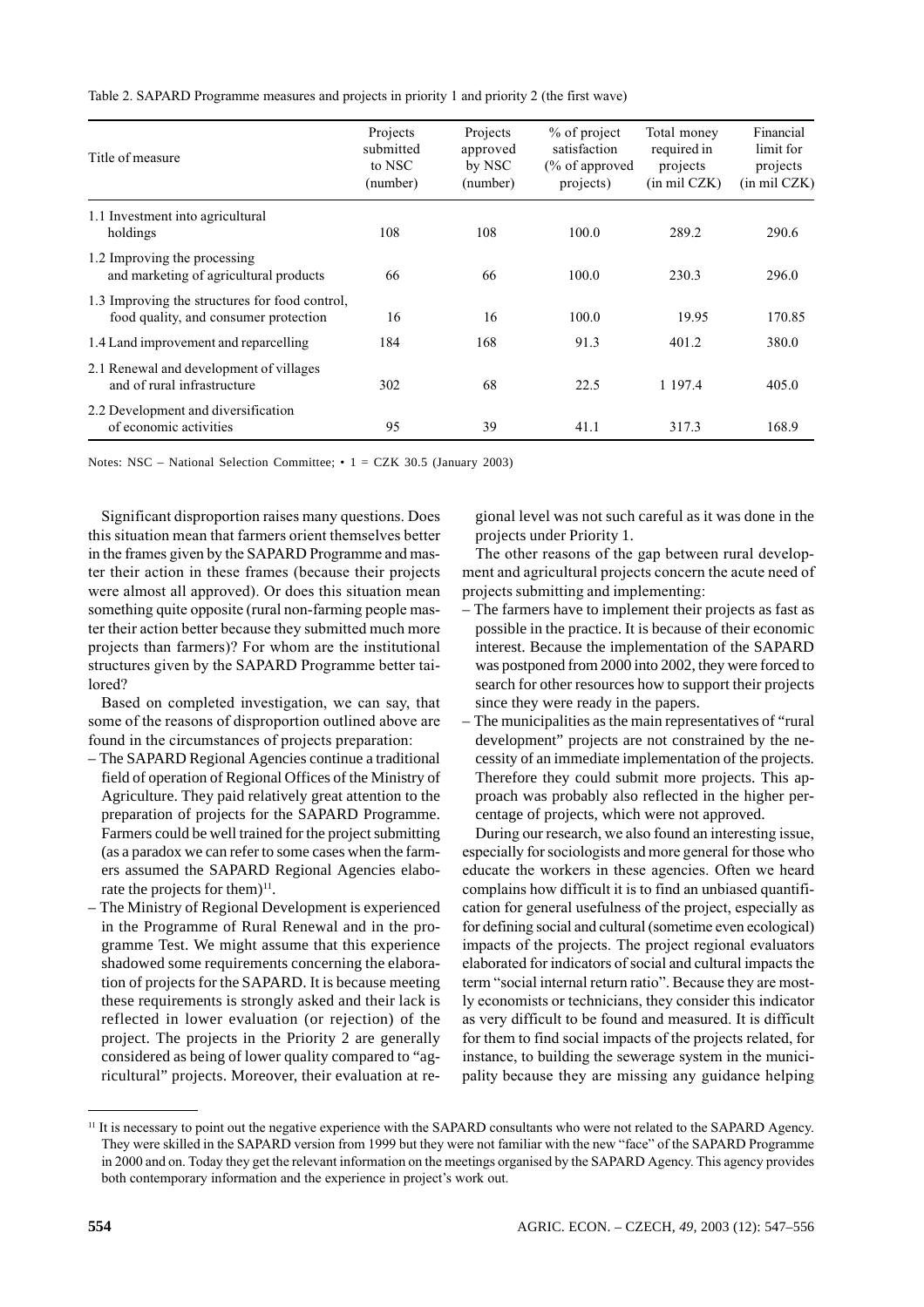Table 2. SAPARD Programme measures and projects in priority 1 and priority 2 (the first wave)

| Title of measure | Projects submitted to NSC (number) | Projects approved by NSC (number) | % of project satisfaction (% of approved projects) | Total money required in projects (in mil CZK) | Financial limit for projects (in mil CZK) |
|---|---|---|---|---|---|
| 1.1 Investment into agricultural holdings | 108 | 108 | 100.0 | 289.2 | 290.6 |
| 1.2 Improving the processing and marketing of agricultural products | 66 | 66 | 100.0 | 230.3 | 296.0 |
| 1.3 Improving the structures for food control, food quality, and consumer protection | 16 | 16 | 100.0 | 19.95 | 170.85 |
| 1.4 Land improvement and reparcelling | 184 | 168 | 91.3 | 401.2 | 380.0 |
| 2.1 Renewal and development of villages and of rural infrastructure | 302 | 68 | 22.5 | 1 197.4 | 405.0 |
| 2.2 Development and diversification of economic activities | 95 | 39 | 41.1 | 317.3 | 168.9 |

Notes: NSC – National Selection Committee; • 1 = CZK 30.5 (January 2003)

Significant disproportion raises many questions. Does this situation mean that farmers orient themselves better in the frames given by the SAPARD Programme and master their action in these frames (because their projects were almost all approved). Or does this situation mean something quite opposite (rural non-farming people master their action better because they submitted much more projects than farmers)? For whom are the institutional structures given by the SAPARD Programme better tailored?

Based on completed investigation, we can say, that some of the reasons of disproportion outlined above are found in the circumstances of projects preparation:

– The SAPARD Regional Agencies continue a traditional field of operation of Regional Offices of the Ministry of Agriculture. They paid relatively great attention to the preparation of projects for the SAPARD Programme. Farmers could be well trained for the project submitting (as a paradox we can refer to some cases when the farmers assumed the SAPARD Regional Agencies elaborate the projects for them)[11].
– The Ministry of Regional Development is experienced in the Programme of Rural Renewal and in the programme Test. We might assume that this experience shadowed some requirements concerning the elaboration of projects for the SAPARD. It is because meeting these requirements is strongly asked and their lack is reflected in lower evaluation (or rejection) of the project. The projects in the Priority 2 are generally considered as being of lower quality compared to "agricultural" projects. Moreover, their evaluation at regional level was not such careful as it was done in the projects under Priority 1.

The other reasons of the gap between rural development and agricultural projects concern the acute need of projects submitting and implementing:

– The farmers have to implement their projects as fast as possible in the practice. It is because of their economic interest. Because the implementation of the SAPARD was postponed from 2000 into 2002, they were forced to search for other resources how to support their projects since they were ready in the papers.
– The municipalities as the main representatives of "rural development" projects are not constrained by the necessity of an immediate implementation of the projects. Therefore they could submit more projects. This approach was probably also reflected in the higher percentage of projects, which were not approved.

During our research, we also found an interesting issue, especially for sociologists and more general for those who educate the workers in these agencies. Often we heard complains how difficult it is to find an unbiased quantification for general usefulness of the project, especially as for defining social and cultural (sometime even ecological) impacts of the projects. The project regional evaluators elaborated for indicators of social and cultural impacts the term "social internal return ratio". Because they are mostly economists or technicians, they consider this indicator as very difficult to be found and measured. It is difficult for them to find social impacts of the projects related, for instance, to building the sewerage system in the municipality because they are missing any guidance helping

[11] It is necessary to point out the negative experience with the SAPARD consultants who were not related to the SAPARD Agency. They were skilled in the SAPARD version from 1999 but they were not familiar with the new "face" of the SAPARD Programme in 2000 and on. Today they get the relevant information on the meetings organised by the SAPARD Agency. This agency provides both contemporary information and the experience in project's work out.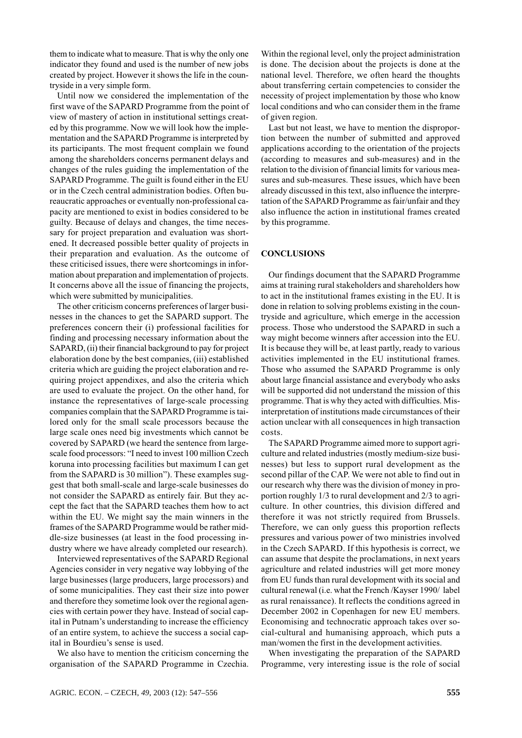them to indicate what to measure. That is why the only one indicator they found and used is the number of new jobs created by project. However it shows the life in the countryside in a very simple form.

Until now we considered the implementation of the first wave of the SAPARD Programme from the point of view of mastery of action in institutional settings created by this programme. Now we will look how the implementation and the SAPARD Programme is interpreted by its participants. The most frequent complain we found among the shareholders concerns permanent delays and changes of the rules guiding the implementation of the SAPARD Programme. The guilt is found either in the EU or in the Czech central administration bodies. Often bureaucratic approaches or eventually non-professional capacity are mentioned to exist in bodies considered to be guilty. Because of delays and changes, the time necessary for project preparation and evaluation was shortened. It decreased possible better quality of projects in their preparation and evaluation. As the outcome of these criticised issues, there were shortcomings in information about preparation and implementation of projects. It concerns above all the issue of financing the projects, which were submitted by municipalities.

The other criticism concerns preferences of larger businesses in the chances to get the SAPARD support. The preferences concern their (i) professional facilities for finding and processing necessary information about the SAPARD, (ii) their financial background to pay for project elaboration done by the best companies, (iii) established criteria which are guiding the project elaboration and requiring project appendixes, and also the criteria which are used to evaluate the project. On the other hand, for instance the representatives of large-scale processing companies complain that the SAPARD Programme is tailored only for the small scale processors because the large scale ones need big investments which cannot be covered by SAPARD (we heard the sentence from large-scale food processors: "I need to invest 100 million Czech koruna into processing facilities but maximum I can get from the SAPARD is 30 million"). These examples suggest that both small-scale and large-scale businesses do not consider the SAPARD as entirely fair. But they accept the fact that the SAPARD teaches them how to act within the EU. We might say the main winners in the frames of the SAPARD Programme would be rather middle-size businesses (at least in the food processing industry where we have already completed our research).

Interviewed representatives of the SAPARD Regional Agencies consider in very negative way lobbying of the large businesses (large producers, large processors) and of some municipalities. They cast their size into power and therefore they sometime look over the regional agencies with certain power they have. Instead of social capital in Putnam's understanding to increase the efficiency of an entire system, to achieve the success a social capital in Bourdieu's sense is used.

We also have to mention the criticism concerning the organisation of the SAPARD Programme in Czechia. Within the regional level, only the project administration is done. The decision about the projects is done at the national level. Therefore, we often heard the thoughts about transferring certain competencies to consider the necessity of project implementation by those who know local conditions and who can consider them in the frame of given region.

Last but not least, we have to mention the disproportion between the number of submitted and approved applications according to the orientation of the projects (according to measures and sub-measures) and in the relation to the division of financial limits for various measures and sub-measures. These issues, which have been already discussed in this text, also influence the interpretation of the SAPARD Programme as fair/unfair and they also influence the action in institutional frames created by this programme.

## CONCLUSIONS

Our findings document that the SAPARD Programme aims at training rural stakeholders and shareholders how to act in the institutional frames existing in the EU. It is done in relation to solving problems existing in the countryside and agriculture, which emerge in the accession process. Those who understood the SAPARD in such a way might become winners after accession into the EU. It is because they will be, at least partly, ready to various activities implemented in the EU institutional frames. Those who assumed the SAPARD Programme is only about large financial assistance and everybody who asks will be supported did not understand the mission of this programme. That is why they acted with difficulties. Misinterpretation of institutions made circumstances of their action unclear with all consequences in high transaction costs.

The SAPARD Programme aimed more to support agriculture and related industries (mostly medium-size businesses) but less to support rural development as the second pillar of the CAP. We were not able to find out in our research why there was the division of money in proportion roughly 1/3 to rural development and 2/3 to agriculture. In other countries, this division differed and therefore it was not strictly required from Brussels. Therefore, we can only guess this proportion reflects pressures and various power of two ministries involved in the Czech SAPARD. If this hypothesis is correct, we can assume that despite the proclamations, in next years agriculture and related industries will get more money from EU funds than rural development with its social and cultural renewal (i.e. what the French /Kayser 1990/ label as rural renaissance). It reflects the conditions agreed in December 2002 in Copenhagen for new EU members. Economising and technocratic approach takes over social-cultural and humanising approach, which puts a man/women the first in the development activities.

When investigating the preparation of the SAPARD Programme, very interesting issue is the role of social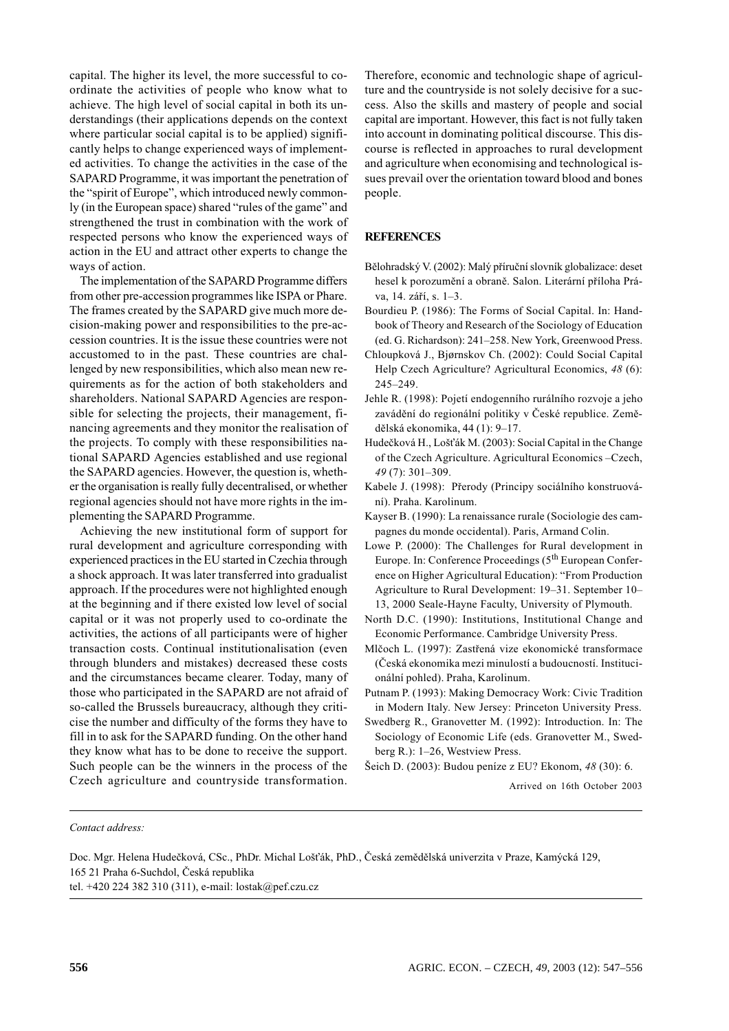capital. The higher its level, the more successful to co-ordinate the activities of people who know what to achieve. The high level of social capital in both its understandings (their applications depends on the context where particular social capital is to be applied) significantly helps to change experienced ways of implemented activities. To change the activities in the case of the SAPARD Programme, it was important the penetration of the "spirit of Europe", which introduced newly commonly (in the European space) shared "rules of the game" and strengthened the trust in combination with the work of respected persons who know the experienced ways of action in the EU and attract other experts to change the ways of action.

The implementation of the SAPARD Programme differs from other pre-accession programmes like ISPA or Phare. The frames created by the SAPARD give much more decision-making power and responsibilities to the pre-accession countries. It is the issue these countries were not accustomed to in the past. These countries are challenged by new responsibilities, which also mean new requirements as for the action of both stakeholders and shareholders. National SAPARD Agencies are responsible for selecting the projects, their management, financing agreements and they monitor the realisation of the projects. To comply with these responsibilities national SAPARD Agencies established and use regional the SAPARD agencies. However, the question is, whether the organisation is really fully decentralised, or whether regional agencies should not have more rights in the implementing the SAPARD Programme.

Achieving the new institutional form of support for rural development and agriculture corresponding with experienced practices in the EU started in Czechia through a shock approach. It was later transferred into gradualist approach. If the procedures were not highlighted enough at the beginning and if there existed low level of social capital or it was not properly used to co-ordinate the activities, the actions of all participants were of higher transaction costs. Continual institutionalisation (even through blunders and mistakes) decreased these costs and the circumstances became clearer. Today, many of those who participated in the SAPARD are not afraid of so-called the Brussels bureaucracy, although they criticise the number and difficulty of the forms they have to fill in to ask for the SAPARD funding. On the other hand they know what has to be done to receive the support. Such people can be the winners in the process of the Czech agriculture and countryside transformation. Therefore, economic and technologic shape of agriculture and the countryside is not solely decisive for a success. Also the skills and mastery of people and social capital are important. However, this fact is not fully taken into account in dominating political discourse. This discourse is reflected in approaches to rural development and agriculture when economising and technological issues prevail over the orientation toward blood and bones people.

## REFERENCES

Bělohradský V. (2002): Malý příruční slovník globalizace: deset hesel k porozumění a obraně. Salon. Literární příloha Práva, 14. září, s. 1–3.

Bourdieu P. (1986): The Forms of Social Capital. In: Handbook of Theory and Research of the Sociology of Education (ed. G. Richardson): 241–258. New York, Greenwood Press.

Chloupková J., Bjørnskov Ch. (2002): Could Social Capital Help Czech Agriculture? Agricultural Economics, *48* (6): 245–249.

Jehle R. (1998): Pojetí endogenního rurálního rozvoje a jeho zavádění do regionální politiky v České republice. Zemědělská ekonomika, 44 (1): 9–17.

Hudečková H., Lošťák M. (2003): Social Capital in the Change of the Czech Agriculture. Agricultural Economics –Czech, *49* (7): 301–309.

Kabele J. (1998): Přerody (Principy sociálního konstruování). Praha. Karolinum.

Kayser B. (1990): La renaissance rurale (Sociologie des campagnes du monde occidental). Paris, Armand Colin.

Lowe P. (2000): The Challenges for Rural development in Europe. In: Conference Proceedings (5th European Conference on Higher Agricultural Education): "From Production Agriculture to Rural Development: 19–31. September 10–13, 2000 Seale-Hayne Faculty, University of Plymouth.

North D.C. (1990): Institutions, Institutional Change and Economic Performance. Cambridge University Press.

Mlčoch L. (1997): Zastřená vize ekonomické transformace (Česká ekonomika mezi minulostí a budoucností. Institucionální pohled). Praha, Karolinum.

Putnam P. (1993): Making Democracy Work: Civic Tradition in Modern Italy. New Jersey: Princeton University Press.

Swedberg R., Granovetter M. (1992): Introduction. In: The Sociology of Economic Life (eds. Granovetter M., Swedberg R.): 1–26, Westview Press.

Šeich D. (2003): Budou peníze z EU? Ekonom, *48* (30): 6.

Arrived on 16th October 2003

---

*Contact address:*

Doc. Mgr. Helena Hudečková, CSc., PhDr. Michal Lošťák, PhD., Česká zemědělská univerzita v Praze, Kamýcká 129, 165 21 Praha 6-Suchdol, Česká republika
tel. +420 224 382 310 (311), e-mail: lostak@pef.czu.cz